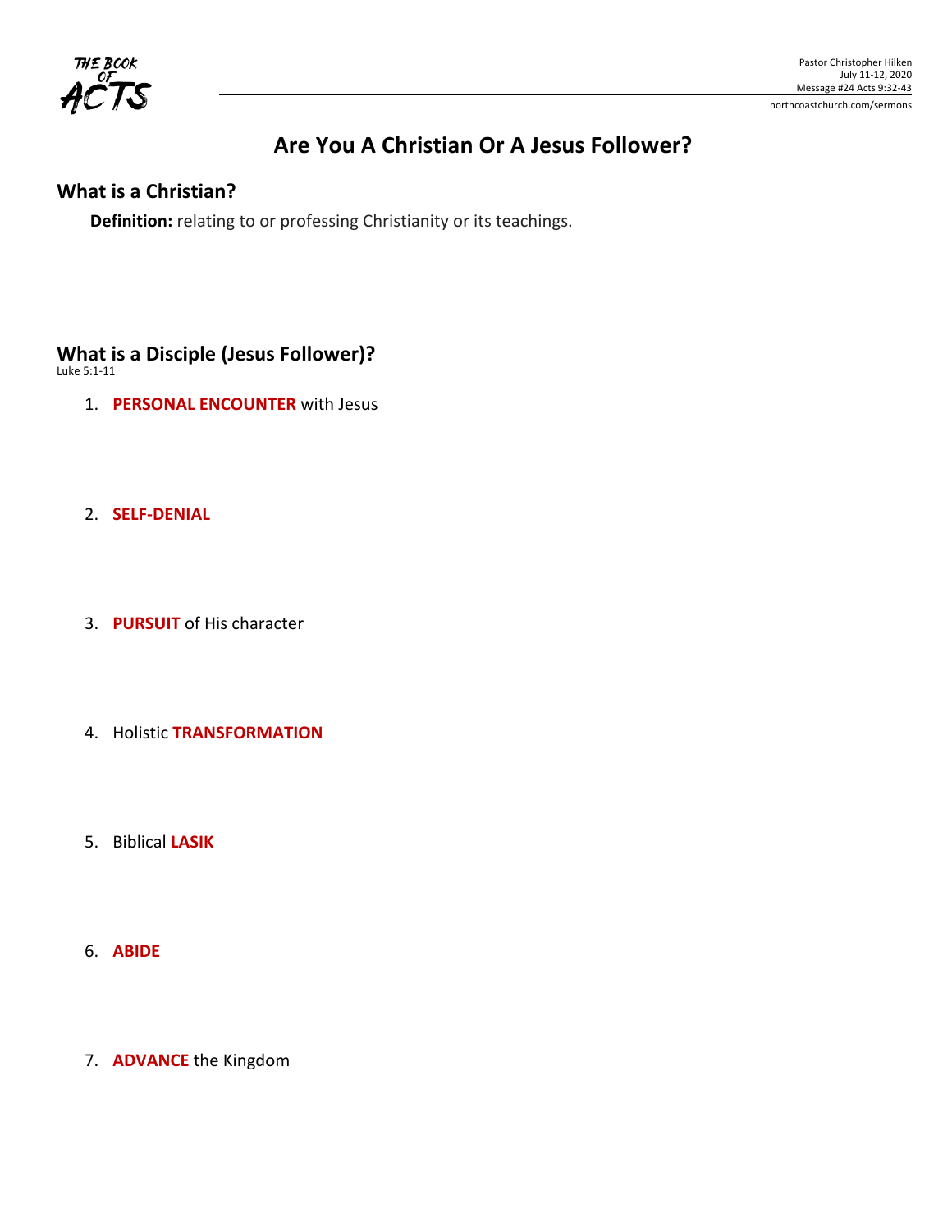Pastor Christopher Hilken
July 11-12, 2020
Message #24 Acts 9:32-43
northcoastchurch.com/sermons

# Are You A Christian Or A Jesus Follower?

## What is a Christian?

**Definition:** relating to or professing Christianity or its teachings.

## What is a Disciple (Jesus Follower)?

Luke 5:1-11

1. **PERSONAL ENCOUNTER** with Jesus

2. **SELF-DENIAL**

3. **PURSUIT** of His character

4. Holistic **TRANSFORMATION**

5. Biblical **LASIK**

6. **ABIDE**

7. **ADVANCE** the Kingdom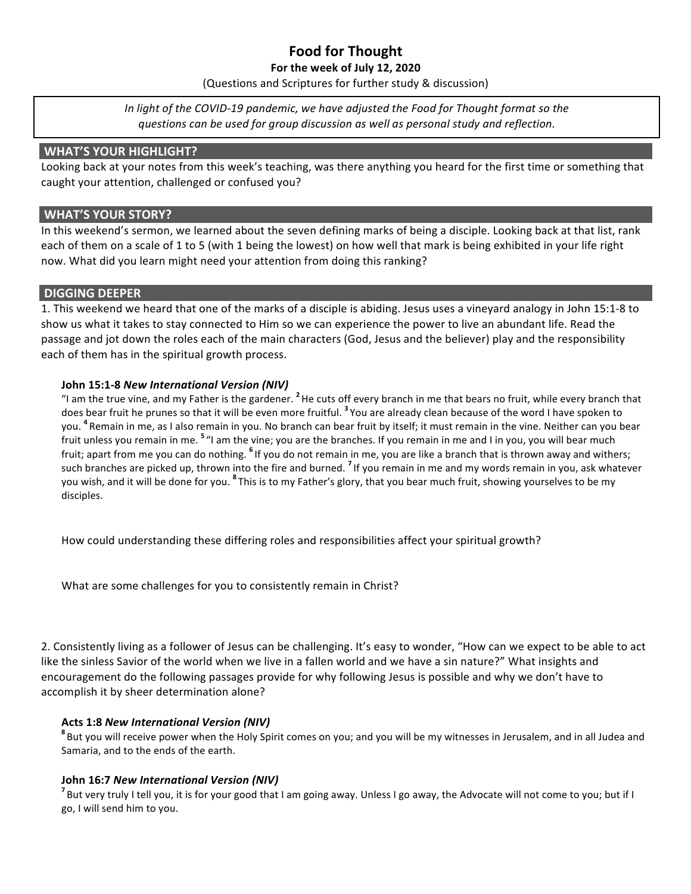# Food for Thought

**For the week of July 12, 2020**

(Questions and Scriptures for further study & discussion)

> *In light of the COVID-19 pandemic, we have adjusted the Food for Thought format so the questions can be used for group discussion as well as personal study and reflection.*

## WHAT'S YOUR HIGHLIGHT?

Looking back at your notes from this week's teaching, was there anything you heard for the first time or something that caught your attention, challenged or confused you?

## WHAT'S YOUR STORY?

In this weekend's sermon, we learned about the seven defining marks of being a disciple. Looking back at that list, rank each of them on a scale of 1 to 5 (with 1 being the lowest) on how well that mark is being exhibited in your life right now. What did you learn might need your attention from doing this ranking?

## DIGGING DEEPER

1. This weekend we heard that one of the marks of a disciple is abiding. Jesus uses a vineyard analogy in John 15:1-8 to show us what it takes to stay connected to Him so we can experience the power to live an abundant life. Read the passage and jot down the roles each of the main characters (God, Jesus and the believer) play and the responsibility each of them has in the spiritual growth process.

**John 15:1-8** ***New International Version (NIV)***

"I am the true vine, and my Father is the gardener. [2] He cuts off every branch in me that bears no fruit, while every branch that does bear fruit he prunes so that it will be even more fruitful. [3] You are already clean because of the word I have spoken to you. [4] Remain in me, as I also remain in you. No branch can bear fruit by itself; it must remain in the vine. Neither can you bear fruit unless you remain in me. [5] "I am the vine; you are the branches. If you remain in me and I in you, you will bear much fruit; apart from me you can do nothing. [6] If you do not remain in me, you are like a branch that is thrown away and withers; such branches are picked up, thrown into the fire and burned. [7] If you remain in me and my words remain in you, ask whatever you wish, and it will be done for you. [8] This is to my Father's glory, that you bear much fruit, showing yourselves to be my disciples.

How could understanding these differing roles and responsibilities affect your spiritual growth?

What are some challenges for you to consistently remain in Christ?

2. Consistently living as a follower of Jesus can be challenging. It's easy to wonder, "How can we expect to be able to act like the sinless Savior of the world when we live in a fallen world and we have a sin nature?" What insights and encouragement do the following passages provide for why following Jesus is possible and why we don't have to accomplish it by sheer determination alone?

**Acts 1:8** ***New International Version (NIV)***

[8] But you will receive power when the Holy Spirit comes on you; and you will be my witnesses in Jerusalem, and in all Judea and Samaria, and to the ends of the earth.

**John 16:7** ***New International Version (NIV)***

[7] But very truly I tell you, it is for your good that I am going away. Unless I go away, the Advocate will not come to you; but if I go, I will send him to you.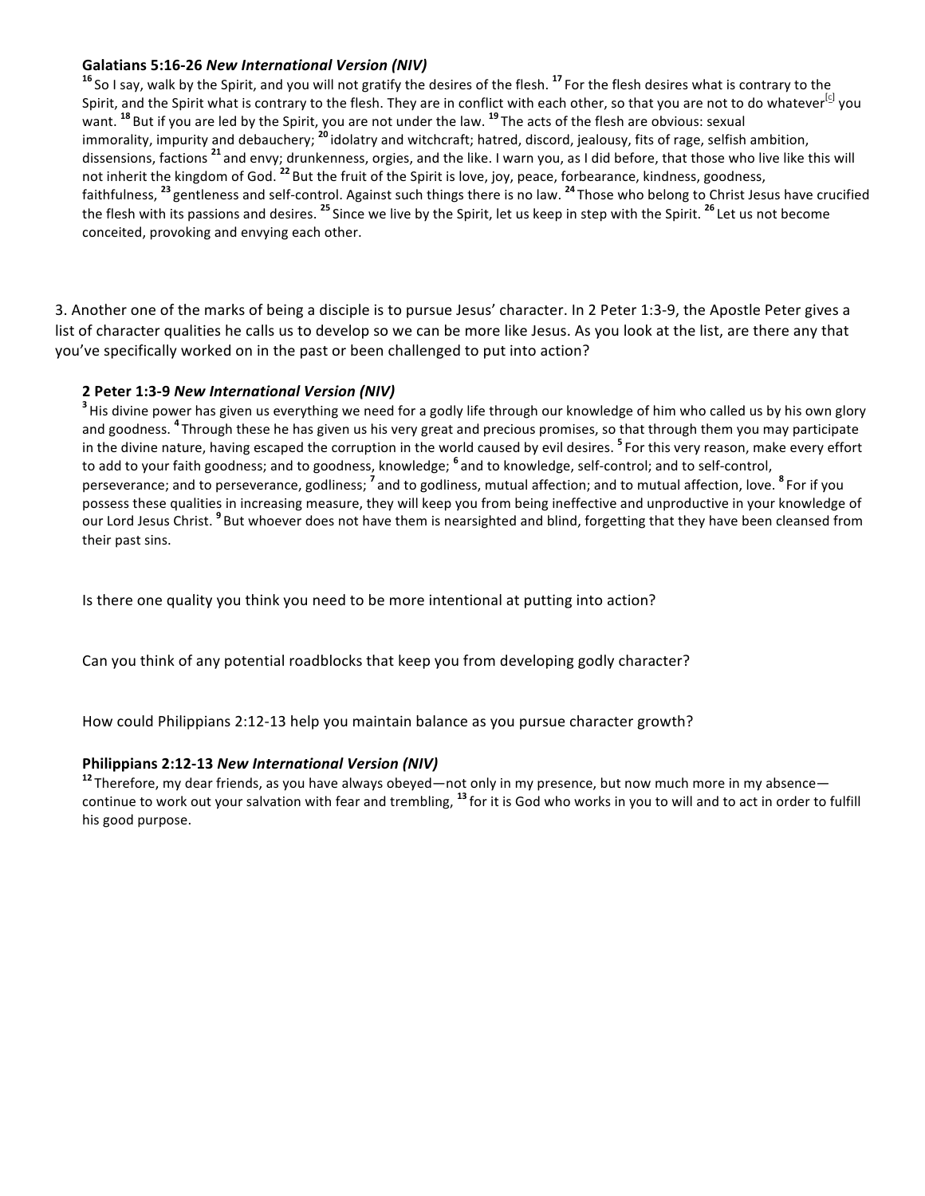**Galatians 5:16-26** ***New International Version (NIV)***

[16] So I say, walk by the Spirit, and you will not gratify the desires of the flesh. [17] For the flesh desires what is contrary to the Spirit, and the Spirit what is contrary to the flesh. They are in conflict with each other, so that you are not to do whatever[c] you want. [18] But if you are led by the Spirit, you are not under the law. [19] The acts of the flesh are obvious: sexual immorality, impurity and debauchery; [20] idolatry and witchcraft; hatred, discord, jealousy, fits of rage, selfish ambition, dissensions, factions [21] and envy; drunkenness, orgies, and the like. I warn you, as I did before, that those who live like this will not inherit the kingdom of God. [22] But the fruit of the Spirit is love, joy, peace, forbearance, kindness, goodness, faithfulness, [23] gentleness and self-control. Against such things there is no law. [24] Those who belong to Christ Jesus have crucified the flesh with its passions and desires. [25] Since we live by the Spirit, let us keep in step with the Spirit. [26] Let us not become conceited, provoking and envying each other.

3. Another one of the marks of being a disciple is to pursue Jesus' character. In 2 Peter 1:3-9, the Apostle Peter gives a list of character qualities he calls us to develop so we can be more like Jesus. As you look at the list, are there any that you've specifically worked on in the past or been challenged to put into action?

**2 Peter 1:3-9** ***New International Version (NIV)***

[3] His divine power has given us everything we need for a godly life through our knowledge of him who called us by his own glory and goodness. [4] Through these he has given us his very great and precious promises, so that through them you may participate in the divine nature, having escaped the corruption in the world caused by evil desires. [5] For this very reason, make every effort to add to your faith goodness; and to goodness, knowledge; [6] and to knowledge, self-control; and to self-control, perseverance; and to perseverance, godliness; [7] and to godliness, mutual affection; and to mutual affection, love. [8] For if you possess these qualities in increasing measure, they will keep you from being ineffective and unproductive in your knowledge of our Lord Jesus Christ. [9] But whoever does not have them is nearsighted and blind, forgetting that they have been cleansed from their past sins.

Is there one quality you think you need to be more intentional at putting into action?

Can you think of any potential roadblocks that keep you from developing godly character?

How could Philippians 2:12-13 help you maintain balance as you pursue character growth?

**Philippians 2:12-13** ***New International Version (NIV)***

[12] Therefore, my dear friends, as you have always obeyed—not only in my presence, but now much more in my absence—continue to work out your salvation with fear and trembling, [13] for it is God who works in you to will and to act in order to fulfill his good purpose.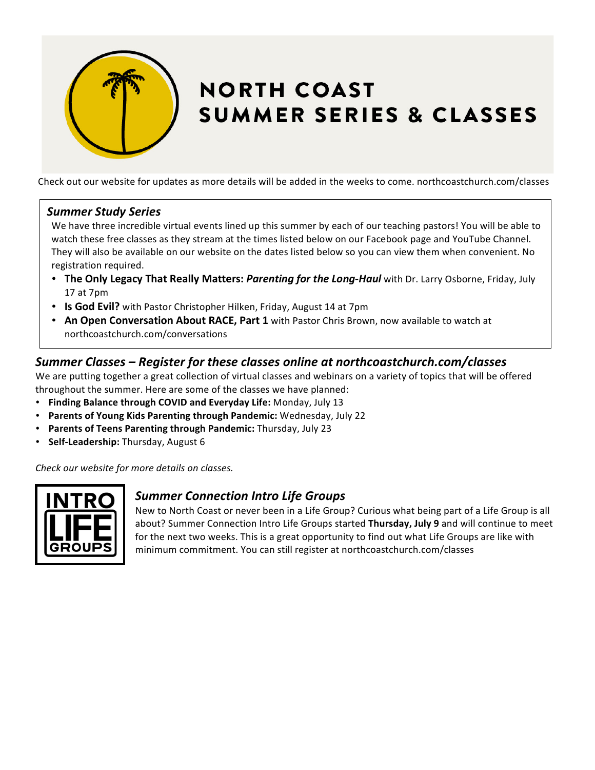# NORTH COAST SUMMER SERIES & CLASSES

Check out our website for updates as more details will be added in the weeks to come. northcoastchurch.com/classes

### *Summer Study Series*

We have three incredible virtual events lined up this summer by each of our teaching pastors! You will be able to watch these free classes as they stream at the times listed below on our Facebook page and YouTube Channel. They will also be available on our website on the dates listed below so you can view them when convenient. No registration required.

- **The Only Legacy That Really Matters:** ***Parenting for the Long-Haul*** with Dr. Larry Osborne, Friday, July 17 at 7pm
- **Is God Evil?** with Pastor Christopher Hilken, Friday, August 14 at 7pm
- **An Open Conversation About RACE, Part 1** with Pastor Chris Brown, now available to watch at northcoastchurch.com/conversations

### *Summer Classes – Register for these classes online at northcoastchurch.com/classes*

We are putting together a great collection of virtual classes and webinars on a variety of topics that will be offered throughout the summer. Here are some of the classes we have planned:

- **Finding Balance through COVID and Everyday Life:** Monday, July 13
- **Parents of Young Kids Parenting through Pandemic:** Wednesday, July 22
- **Parents of Teens Parenting through Pandemic:** Thursday, July 23
- **Self-Leadership:** Thursday, August 6

*Check our website for more details on classes.*

INTRO LIFE GROUPS

### *Summer Connection Intro Life Groups*

New to North Coast or never been in a Life Group? Curious what being part of a Life Group is all about? Summer Connection Intro Life Groups started **Thursday, July 9** and will continue to meet for the next two weeks. This is a great opportunity to find out what Life Groups are like with minimum commitment. You can still register at northcoastchurch.com/classes